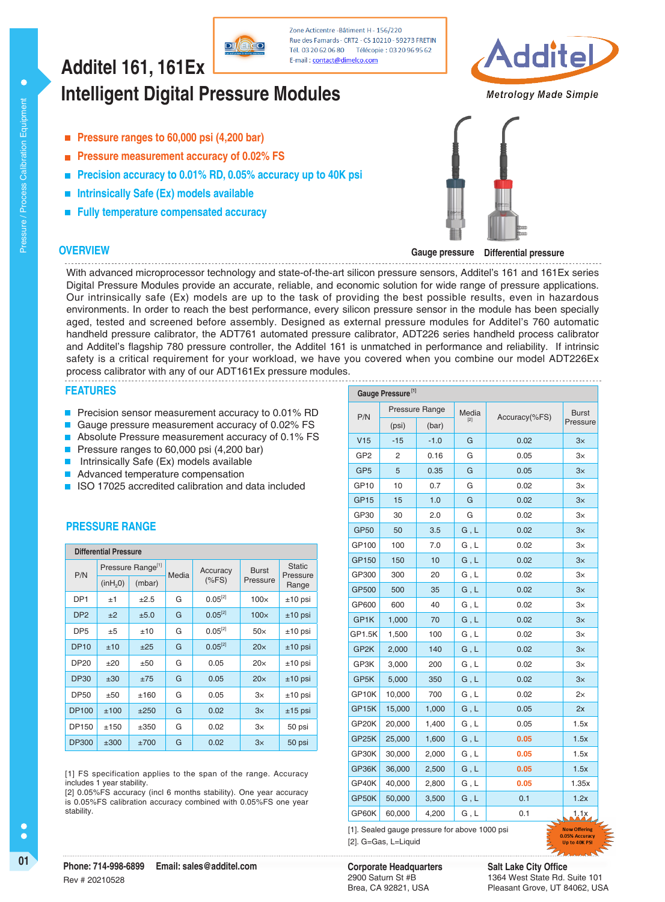Zone Acticentre -Bâtiment H - 156/220
Rue des Famards - CRT2 - CS 10210 - 59273 FRETIN
Tél. 03 20 62 06 80 Télécopie : 03 20 96 95 62
E-mail : contact@dimelco.com

# Additel 161, 161Ex Intelligent Digital Pressure Modules

Metrology Made Simple

- Pressure ranges to 60,000 psi (4,200 bar)
- Pressure measurement accuracy of 0.02% FS
- Precision accuracy to 0.01% RD, 0.05% accuracy up to 40K psi
- Intrinsically Safe (Ex) models available
- Fully temperature compensated accuracy

Gauge pressure Differential pressure

## OVERVIEW

With advanced microprocessor technology and state-of-the-art silicon pressure sensors, Additel's 161 and 161Ex series Digital Pressure Modules provide an accurate, reliable, and economic solution for wide range of pressure applications. Our intrinsically safe (Ex) models are up to the task of providing the best possible results, even in hazardous environments. In order to reach the best performance, every silicon pressure sensor in the module has been specially aged, tested and screened before assembly. Designed as external pressure modules for Additel's 760 automatic handheld pressure calibrator, the ADT761 automated pressure calibrator, ADT226 series handheld process calibrator and Additel's flagship 780 pressure controller, the Additel 161 is unmatched in performance and reliability. If intrinsic safety is a critical requirement for your workload, we have you covered when you combine our model ADT226Ex process calibrator with any of our ADT161Ex pressure modules.

## FEATURES

- Precision sensor measurement accuracy to 0.01% RD
- Gauge pressure measurement accuracy of 0.02% FS
- Absolute Pressure measurement accuracy of 0.1% FS
- Pressure ranges to 60,000 psi (4,200 bar)
- Intrinsically Safe (Ex) models available
- Advanced temperature compensation
- ISO 17025 accredited calibration and data included

## PRESSURE RANGE

**Differential Pressure**

| P/N | Pressure Range[1] | | Media | Accuracy (%FS) | Burst Pressure | Static Pressure Range |
|---|---|---|---|---|---|---|
| | ($inH_2O$) | (mbar) | | | | |
| DP1 | ±1 | ±2.5 | G | 0.05[2] | 100× | ±10 psi |
| DP2 | ±2 | ±5.0 | G | 0.05[2] | 100× | ±10 psi |
| DP5 | ±5 | ±10 | G | 0.05[2] | 50× | ±10 psi |
| DP10 | ±10 | ±25 | G | 0.05[2] | 20× | ±10 psi |
| DP20 | ±20 | ±50 | G | 0.05 | 20× | ±10 psi |
| DP30 | ±30 | ±75 | G | 0.05 | 20× | ±10 psi |
| DP50 | ±50 | ±160 | G | 0.05 | 3× | ±10 psi |
| DP100 | ±100 | ±250 | G | 0.02 | 3× | ±15 psi |
| DP150 | ±150 | ±350 | G | 0.02 | 3× | 50 psi |
| DP300 | ±300 | ±700 | G | 0.02 | 3× | 50 psi |

[1] FS specification applies to the span of the range. Accuracy includes 1 year stability.
[2] 0.05%FS accuracy (incl 6 months stability). One year accuracy is 0.05%FS calibration accuracy combined with 0.05%FS one year stability.

**Gauge Pressure[1]**

| P/N | Pressure Range | | Media[2] | Accuracy(%FS) | Burst Pressure |
|---|---|---|---|---|---|
| | (psi) | (bar) | | | |
| V15 | -15 | -1.0 | G | 0.02 | 3× |
| GP2 | 2 | 0.16 | G | 0.05 | 3× |
| GP5 | 5 | 0.35 | G | 0.05 | 3× |
| GP10 | 10 | 0.7 | G | 0.02 | 3× |
| GP15 | 15 | 1.0 | G | 0.02 | 3× |
| GP30 | 30 | 2.0 | G | 0.02 | 3× |
| GP50 | 50 | 3.5 | G , L | 0.02 | 3× |
| GP100 | 100 | 7.0 | G , L | 0.02 | 3× |
| GP150 | 150 | 10 | G , L | 0.02 | 3× |
| GP300 | 300 | 20 | G , L | 0.02 | 3× |
| GP500 | 500 | 35 | G , L | 0.02 | 3× |
| GP600 | 600 | 40 | G , L | 0.02 | 3× |
| GP1K | 1,000 | 70 | G , L | 0.02 | 3× |
| GP1.5K | 1,500 | 100 | G , L | 0.02 | 3× |
| GP2K | 2,000 | 140 | G , L | 0.02 | 3× |
| GP3K | 3,000 | 200 | G , L | 0.02 | 3× |
| GP5K | 5,000 | 350 | G , L | 0.02 | 3× |
| GP10K | 10,000 | 700 | G , L | 0.02 | 2× |
| GP15K | 15,000 | 1,000 | G , L | 0.05 | 2x |
| GP20K | 20,000 | 1,400 | G , L | 0.05 | 1.5x |
| GP25K | 25,000 | 1,600 | G , L | 0.05 | 1.5x |
| GP30K | 30,000 | 2,000 | G , L | 0.05 | 1.5x |
| GP36K | 36,000 | 2,500 | G , L | 0.05 | 1.5x |
| GP40K | 40,000 | 2,800 | G , L | 0.05 | 1.35x |
| GP50K | 50,000 | 3,500 | G , L | 0.1 | 1.2x |
| GP60K | 60,000 | 4,200 | G , L | 0.1 | 1.1x |

[1]. Sealed gauge pressure for above 1000 psi
[2]. G=Gas, L=Liquid

Now Offering 0.05% Accuracy Up to 40K PSI

Phone: 714-998-6899 Email: sales@additel.com
Rev # 20210528

**Corporate Headquarters**
2900 Saturn St #B
Brea, CA 92821, USA

**Salt Lake City Office**
1364 West State Rd. Suite 101
Pleasant Grove, UT 84062, USA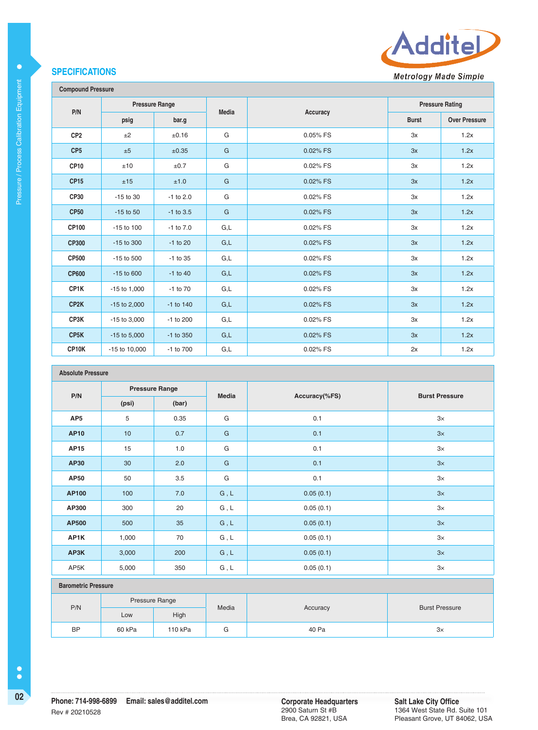## SPECIFICATIONS

**Compound Pressure**

| P/N | Pressure Range | | Media | Accuracy | Pressure Rating | |
|---|---|---|---|---|---|---|
| | psig | bar.g | | | Burst | Over Pressure |
| CP2 | ±2 | ±0.16 | G | 0.05% FS | 3x | 1.2x |
| CP5 | ±5 | ±0.35 | G | 0.02% FS | 3x | 1.2x |
| CP10 | ±10 | ±0.7 | G | 0.02% FS | 3x | 1.2x |
| CP15 | ±15 | ±1.0 | G | 0.02% FS | 3x | 1.2x |
| CP30 | -15 to 30 | -1 to 2.0 | G | 0.02% FS | 3x | 1.2x |
| CP50 | -15 to 50 | -1 to 3.5 | G | 0.02% FS | 3x | 1.2x |
| CP100 | -15 to 100 | -1 to 7.0 | G,L | 0.02% FS | 3x | 1.2x |
| CP300 | -15 to 300 | -1 to 20 | G,L | 0.02% FS | 3x | 1.2x |
| CP500 | -15 to 500 | -1 to 35 | G,L | 0.02% FS | 3x | 1.2x |
| CP600 | -15 to 600 | -1 to 40 | G,L | 0.02% FS | 3x | 1.2x |
| CP1K | -15 to 1,000 | -1 to 70 | G,L | 0.02% FS | 3x | 1.2x |
| CP2K | -15 to 2,000 | -1 to 140 | G,L | 0.02% FS | 3x | 1.2x |
| CP3K | -15 to 3,000 | -1 to 200 | G,L | 0.02% FS | 3x | 1.2x |
| CP5K | -15 to 5,000 | -1 to 350 | G,L | 0.02% FS | 3x | 1.2x |
| CP10K | -15 to 10,000 | -1 to 700 | G,L | 0.02% FS | 2x | 1.2x |

**Absolute Pressure**

| P/N | Pressure Range | | Media | Accuracy(%FS) | Burst Pressure |
|---|---|---|---|---|---|
| | (psi) | (bar) | | | |
| AP5 | 5 | 0.35 | G | 0.1 | 3× |
| AP10 | 10 | 0.7 | G | 0.1 | 3× |
| AP15 | 15 | 1.0 | G | 0.1 | 3× |
| AP30 | 30 | 2.0 | G | 0.1 | 3× |
| AP50 | 50 | 3.5 | G | 0.1 | 3× |
| AP100 | 100 | 7.0 | G , L | 0.05 (0.1) | 3× |
| AP300 | 300 | 20 | G , L | 0.05 (0.1) | 3× |
| AP500 | 500 | 35 | G , L | 0.05 (0.1) | 3× |
| AP1K | 1,000 | 70 | G , L | 0.05 (0.1) | 3× |
| AP3K | 3,000 | 200 | G , L | 0.05 (0.1) | 3× |
| AP5K | 5,000 | 350 | G , L | 0.05 (0.1) | 3× |

**Barometric Pressure**

| P/N | Pressure Range | | Media | Accuracy | Burst Pressure |
|---|---|---|---|---|---|
| | Low | High | | | |
| BP | 60 kPa | 110 kPa | G | 40 Pa | 3× |

**Phone: 714-998-6899** **Email: sales@additel.com**
Rev # 20210528

**Corporate Headquarters**
2900 Saturn St #B
Brea, CA 92821, USA

**Salt Lake City Office**
1364 West State Rd. Suite 101
Pleasant Grove, UT 84062, USA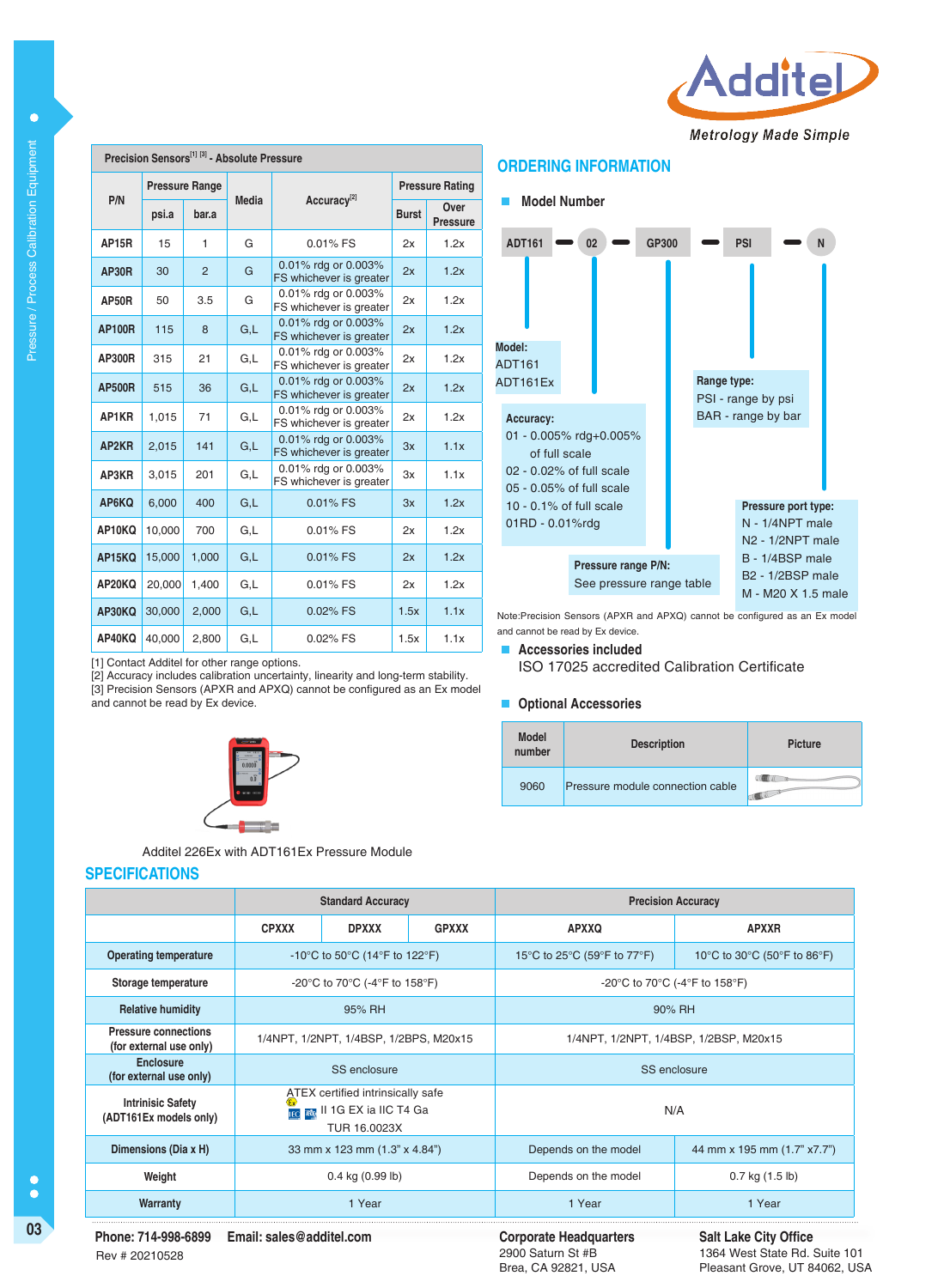## Precision Sensors[1] [3] - Absolute Pressure

| P/N | Pressure Range | | Media | Accuracy[2] | Pressure Rating | |
|---|---|---|---|---|---|---|
| | psi.a | bar.a | | | Burst | Over Pressure |
| AP15R | 15 | 1 | G | 0.01% FS | 2x | 1.2x |
| AP30R | 30 | 2 | G | 0.01% rdg or 0.003% FS whichever is greater | 2x | 1.2x |
| AP50R | 50 | 3.5 | G | 0.01% rdg or 0.003% FS whichever is greater | 2x | 1.2x |
| AP100R | 115 | 8 | G,L | 0.01% rdg or 0.003% FS whichever is greater | 2x | 1.2x |
| AP300R | 315 | 21 | G,L | 0.01% rdg or 0.003% FS whichever is greater | 2x | 1.2x |
| AP500R | 515 | 36 | G,L | 0.01% rdg or 0.003% FS whichever is greater | 2x | 1.2x |
| AP1KR | 1,015 | 71 | G,L | 0.01% rdg or 0.003% FS whichever is greater | 2x | 1.2x |
| AP2KR | 2,015 | 141 | G,L | 0.01% rdg or 0.003% FS whichever is greater | 3x | 1.1x |
| AP3KR | 3,015 | 201 | G,L | 0.01% rdg or 0.003% FS whichever is greater | 3x | 1.1x |
| AP6KQ | 6,000 | 400 | G,L | 0.01% FS | 3x | 1.2x |
| AP10KQ | 10,000 | 700 | G,L | 0.01% FS | 2x | 1.2x |
| AP15KQ | 15,000 | 1,000 | G,L | 0.01% FS | 2x | 1.2x |
| AP20KQ | 20,000 | 1,400 | G,L | 0.01% FS | 2x | 1.2x |
| AP30KQ | 30,000 | 2,000 | G,L | 0.02% FS | 1.5x | 1.1x |
| AP40KQ | 40,000 | 2,800 | G,L | 0.02% FS | 1.5x | 1.1x |

[1] Contact Additel for other range options.
[2] Accuracy includes calibration uncertainty, linearity and long-term stability.
[3] Precision Sensors (APXR and APXQ) cannot be configured as an Ex model and cannot be read by Ex device.

Additel 226Ex with ADT161Ex Pressure Module

## ORDERING INFORMATION

### Model Number

ADT161 – 02 – GP300 – PSI – N

**Model:**
ADT161
ADT161Ex

**Accuracy:**
01 - 0.005% rdg+0.005% of full scale
02 - 0.02% of full scale
05 - 0.05% of full scale
10 - 0.1% of full scale
01RD - 0.01%rdg

**Pressure range P/N:**
See pressure range table

**Range type:**
PSI - range by psi
BAR - range by bar

**Pressure port type:**
N - 1/4NPT male
N2 - 1/2NPT male
B - 1/4BSP male
B2 - 1/2BSP male
M - M20 X 1.5 male

Note:Precision Sensors (APXR and APXQ) cannot be configured as an Ex model and cannot be read by Ex device.

### Accessories included

ISO 17025 accredited Calibration Certificate

### Optional Accessories

| Model number | Description | Picture |
|---|---|---|
| 9060 | Pressure module connection cable | |

## SPECIFICATIONS

| | Standard Accuracy | | | Precision Accuracy | |
|---|---|---|---|---|---|
| | CPXXX | DPXXX | GPXXX | APXXQ | APXXR |
| Operating temperature | -10°C to 50°C (14°F to 122°F) | | | 15°C to 25°C (59°F to 77°F) | 10°C to 30°C (50°F to 86°F) |
| Storage temperature | -20°C to 70°C (-4°F to 158°F) | | | -20°C to 70°C (-4°F to 158°F) | |
| Relative humidity | 95% RH | | | 90% RH | |
| Pressure connections (for external use only) | 1/4NPT, 1/2NPT, 1/4BSP, 1/2BPS, M20x15 | | | 1/4NPT, 1/2NPT, 1/4BSP, 1/2BSP, M20x15 | |
| Enclosure (for external use only) | SS enclosure | | | SS enclosure | |
| Intrinsic Safety (ADT161Ex models only) | ATEX certified intrinsically safe II 1G EX ia IIC T4 Ga TUR 16.0023X | | | N/A | |
| Dimensions (Dia x H) | 33 mm x 123 mm (1.3" x 4.84") | | | Depends on the model | 44 mm x 195 mm (1.7" x7.7") |
| Weight | 0.4 kg (0.99 lb) | | | Depends on the model | 0.7 kg (1.5 lb) |
| Warranty | 1 Year | | | 1 Year | 1 Year |

Phone: 714-998-6899 Email: sales@additel.com
Rev # 20210528

**Corporate Headquarters**
2900 Saturn St #B
Brea, CA 92821, USA

**Salt Lake City Office**
1364 West State Rd. Suite 101
Pleasant Grove, UT 84062, USA